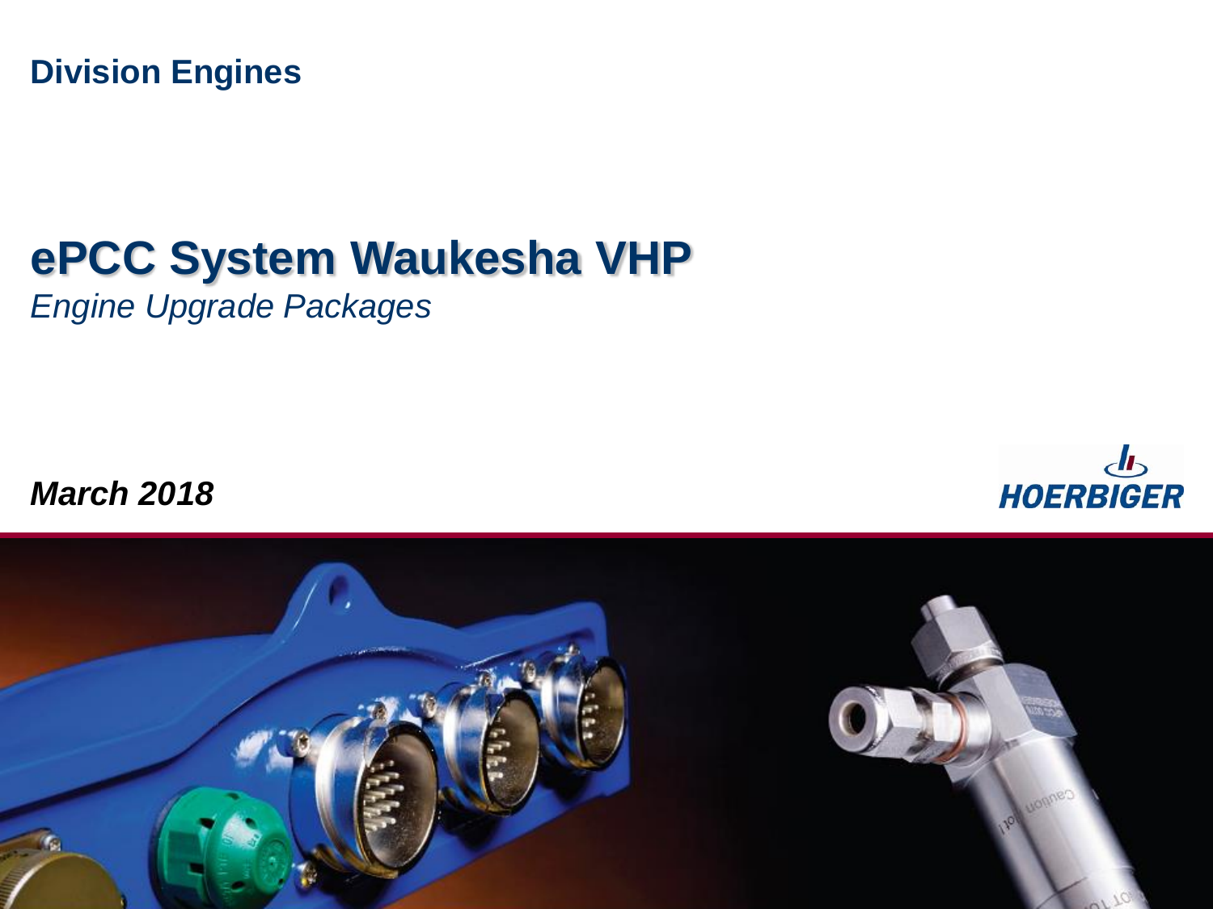**Division Engines**

# ePCC System Waukesha VHP

*Engine Upgrade Packages*

***March 2018***

HOERBIGER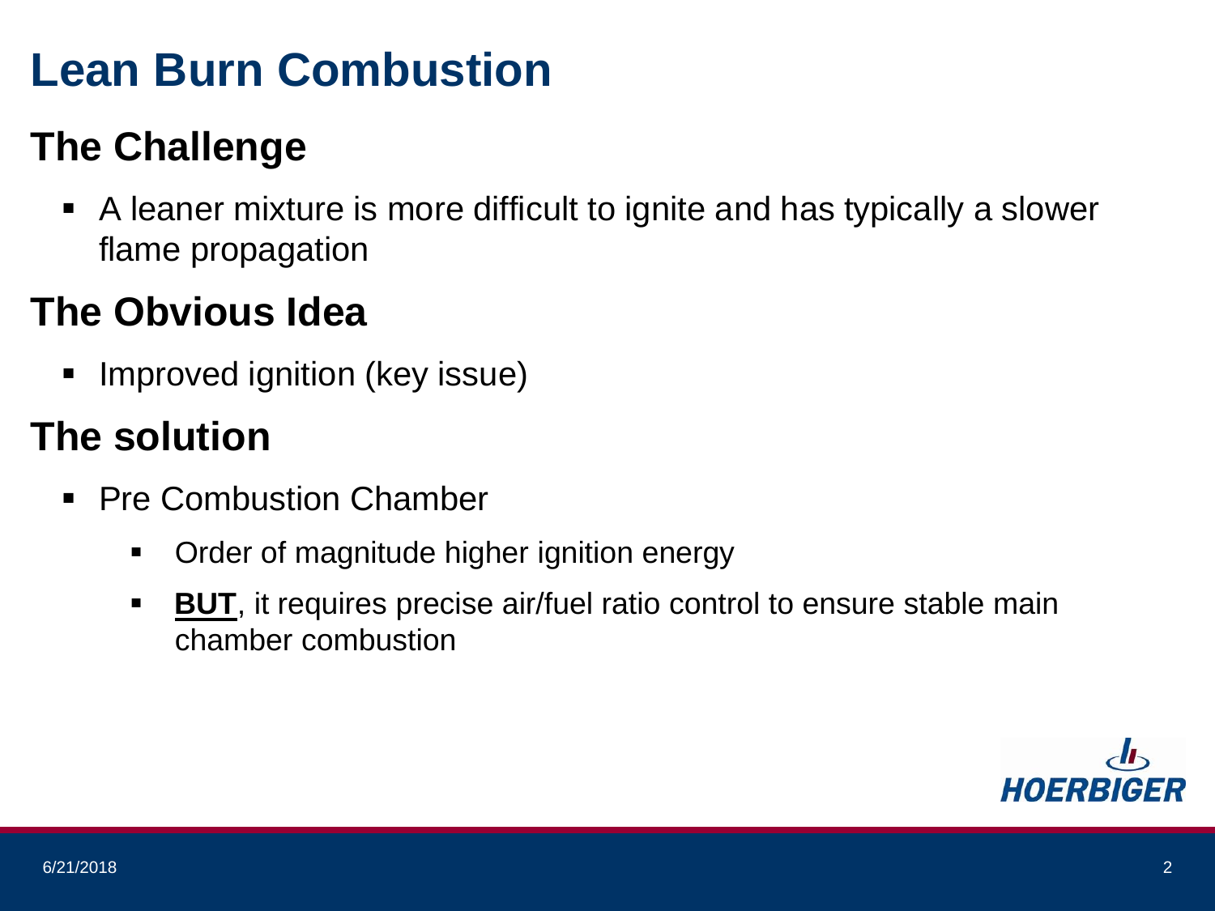# Lean Burn Combustion

## The Challenge

- A leaner mixture is more difficult to ignite and has typically a slower flame propagation

## The Obvious Idea

- Improved ignition (key issue)

## The solution

- Pre Combustion Chamber
  - Order of magnitude higher ignition energy
  - **BUT**, it requires precise air/fuel ratio control to ensure stable main chamber combustion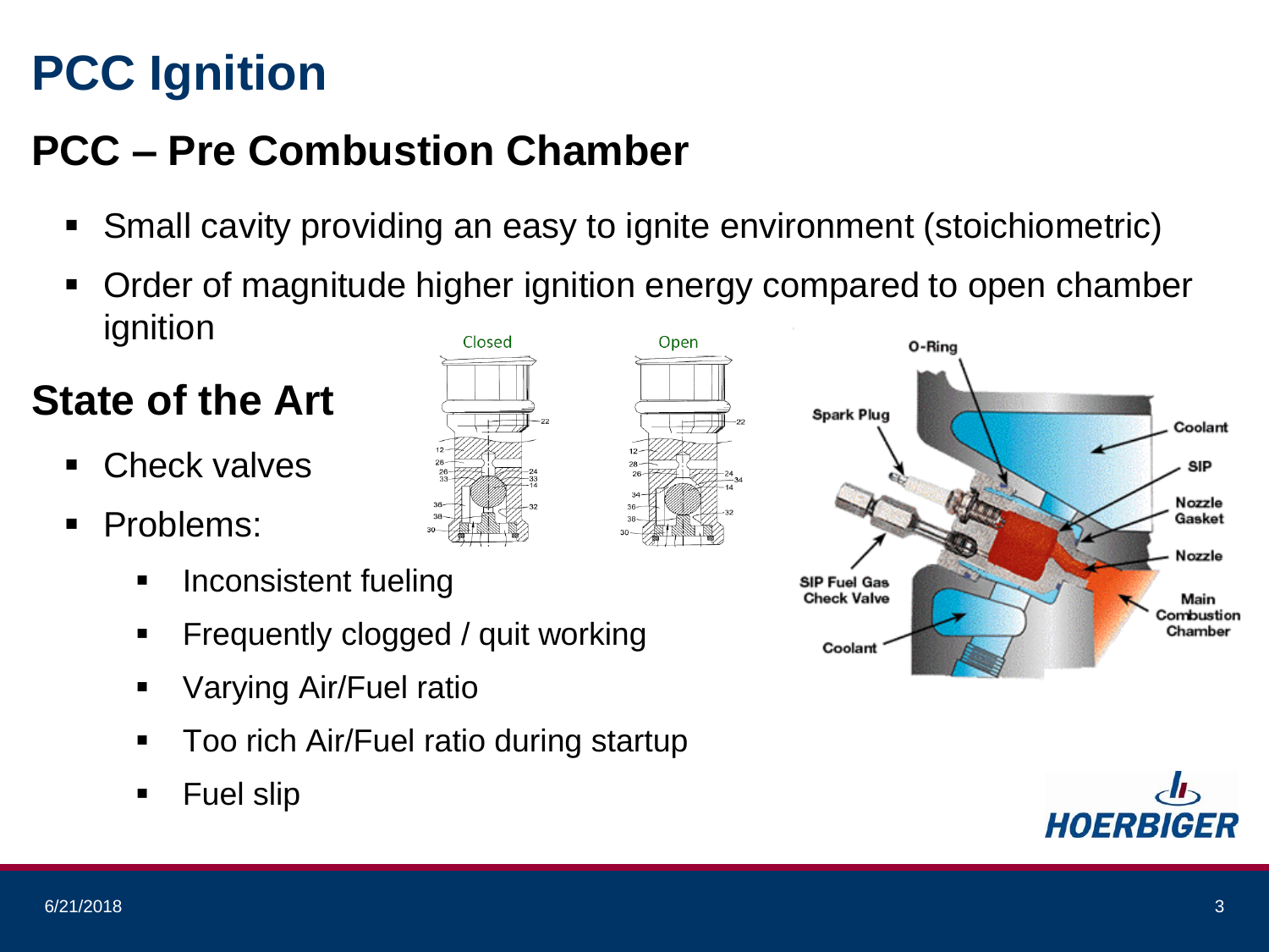# PCC Ignition

## PCC – Pre Combustion Chamber

- Small cavity providing an easy to ignite environment (stoichiometric)
- Order of magnitude higher ignition energy compared to open chamber ignition

## State of the Art

- Check valves
- Problems:
  - Inconsistent fueling
  - Frequently clogged / quit working
  - Varying Air/Fuel ratio
  - Too rich Air/Fuel ratio during startup
  - Fuel slip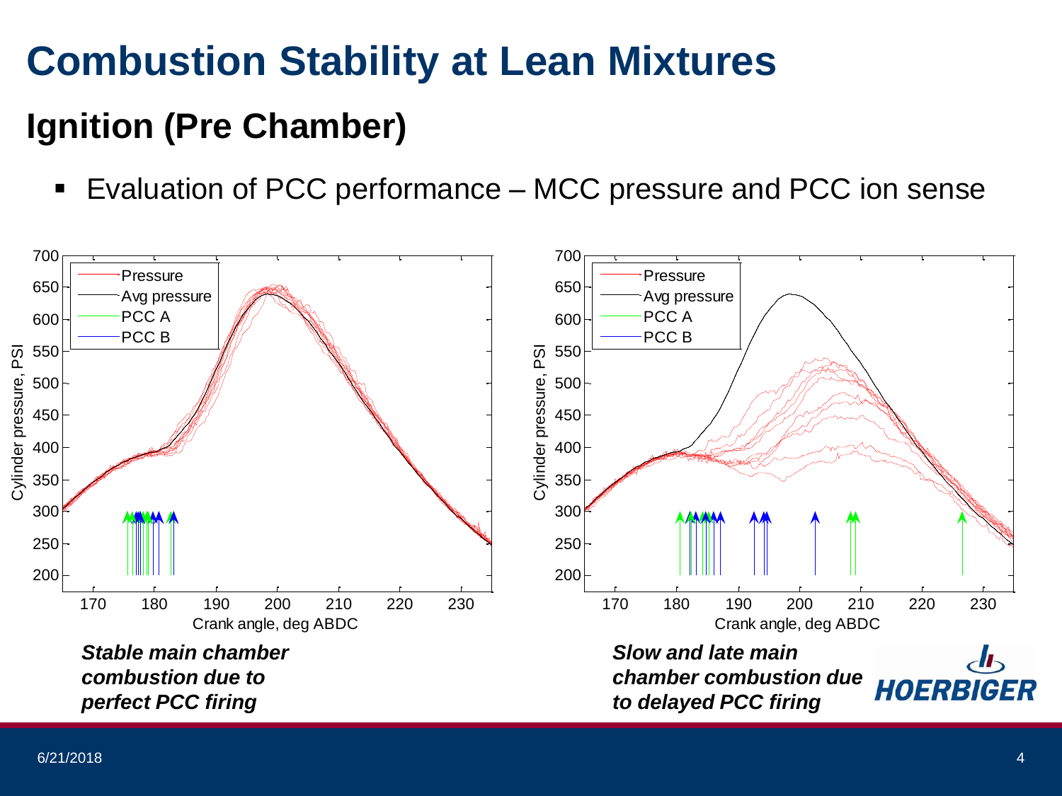# Combustion Stability at Lean Mixtures

## Ignition (Pre Chamber)

- Evaluation of PCC performance – MCC pressure and PCC ion sense

***Stable main chamber combustion due to perfect PCC firing***

***Slow and late main chamber combustion due to delayed PCC firing***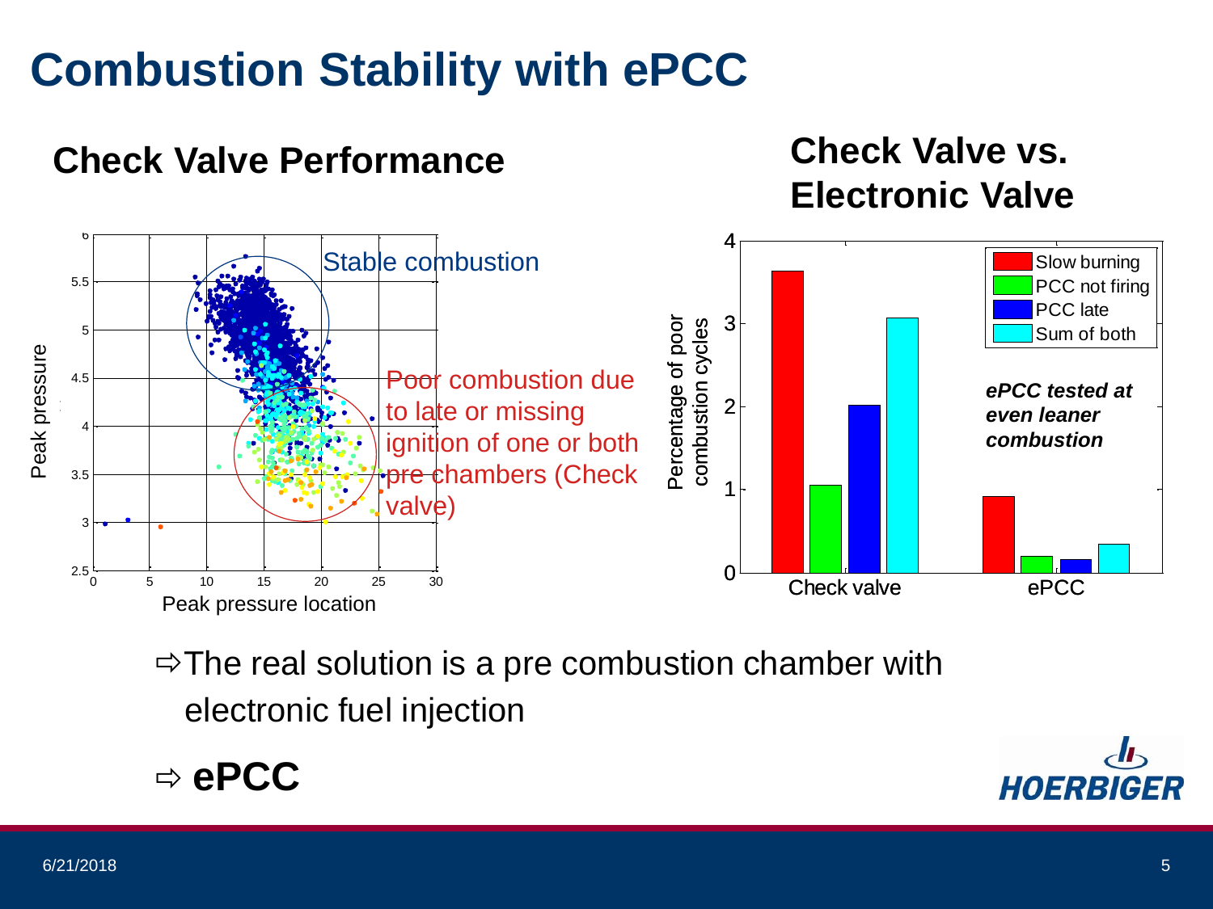# Combustion Stability with ePCC

## Check Valve Performance

Stable combustion

Poor combustion due to late or missing ignition of one or both pre chambers (Check valve)

Peak pressure

Peak pressure location

## Check Valve vs. Electronic Valve

Percentage of poor combustion cycles

- Slow burning
- PCC not firing
- PCC late
- Sum of both

***ePCC tested at even leaner combustion***

Check valve | ePCC

⇨ The real solution is a pre combustion chamber with electronic fuel injection

⇨ **ePCC**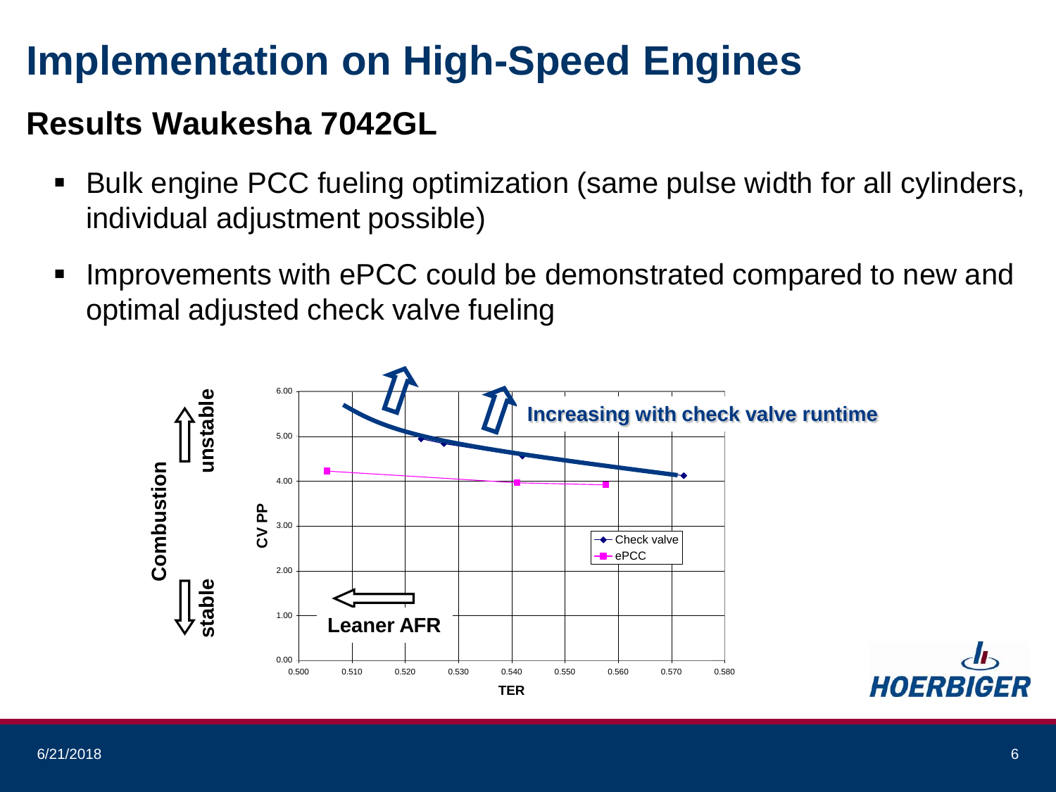# Implementation on High-Speed Engines

## Results Waukesha 7042GL

- Bulk engine PCC fueling optimization (same pulse width for all cylinders, individual adjustment possible)
- Improvements with ePCC could be demonstrated compared to new and optimal adjusted check valve fueling

Combustion unstable / stable

CV PP

Increasing with check valve runtime

Leaner AFR

TER

Check valve
ePCC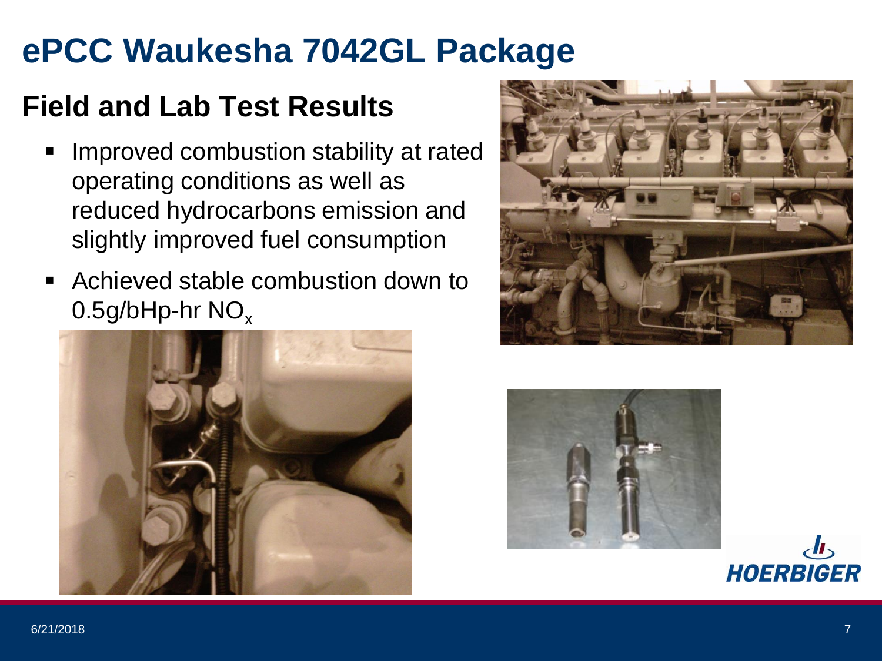# ePCC Waukesha 7042GL Package

## Field and Lab Test Results

- Improved combustion stability at rated operating conditions as well as reduced hydrocarbons emission and slightly improved fuel consumption
- Achieved stable combustion down to 0.5g/bHp-hr $NO_x$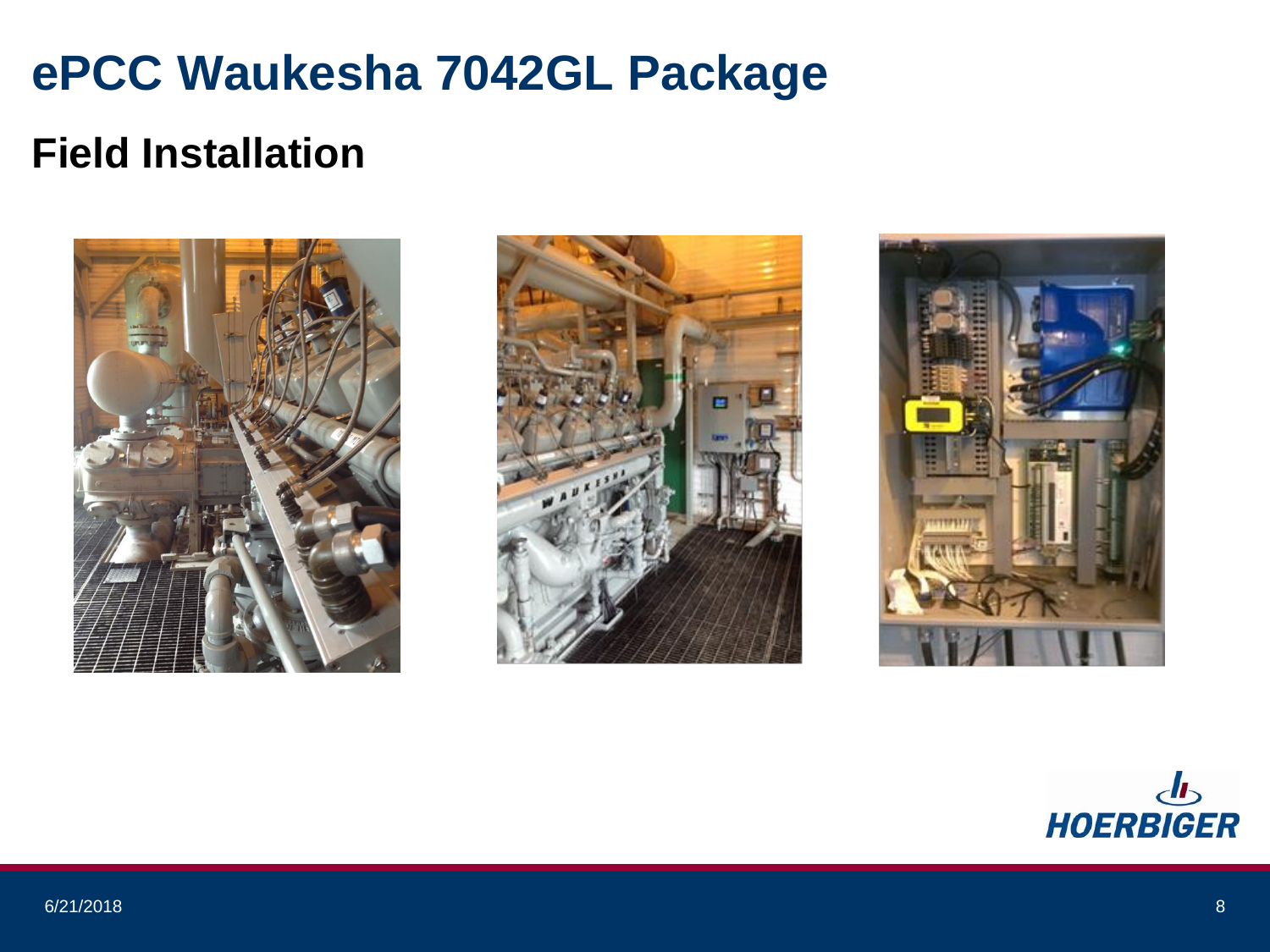# ePCC Waukesha 7042GL Package

## Field Installation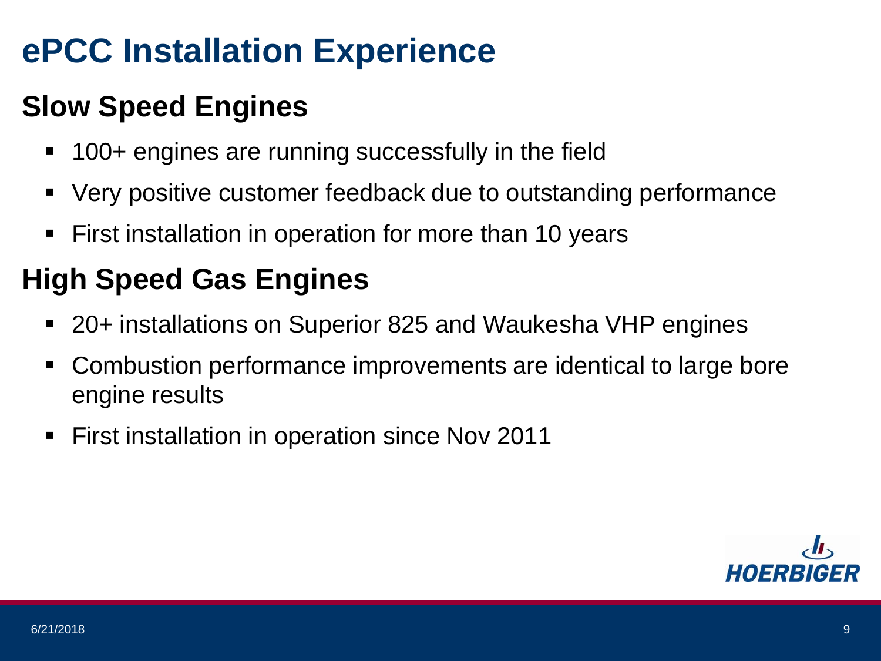# ePCC Installation Experience

## Slow Speed Engines

- 100+ engines are running successfully in the field
- Very positive customer feedback due to outstanding performance
- First installation in operation for more than 10 years

## High Speed Gas Engines

- 20+ installations on Superior 825 and Waukesha VHP engines
- Combustion performance improvements are identical to large bore engine results
- First installation in operation since Nov 2011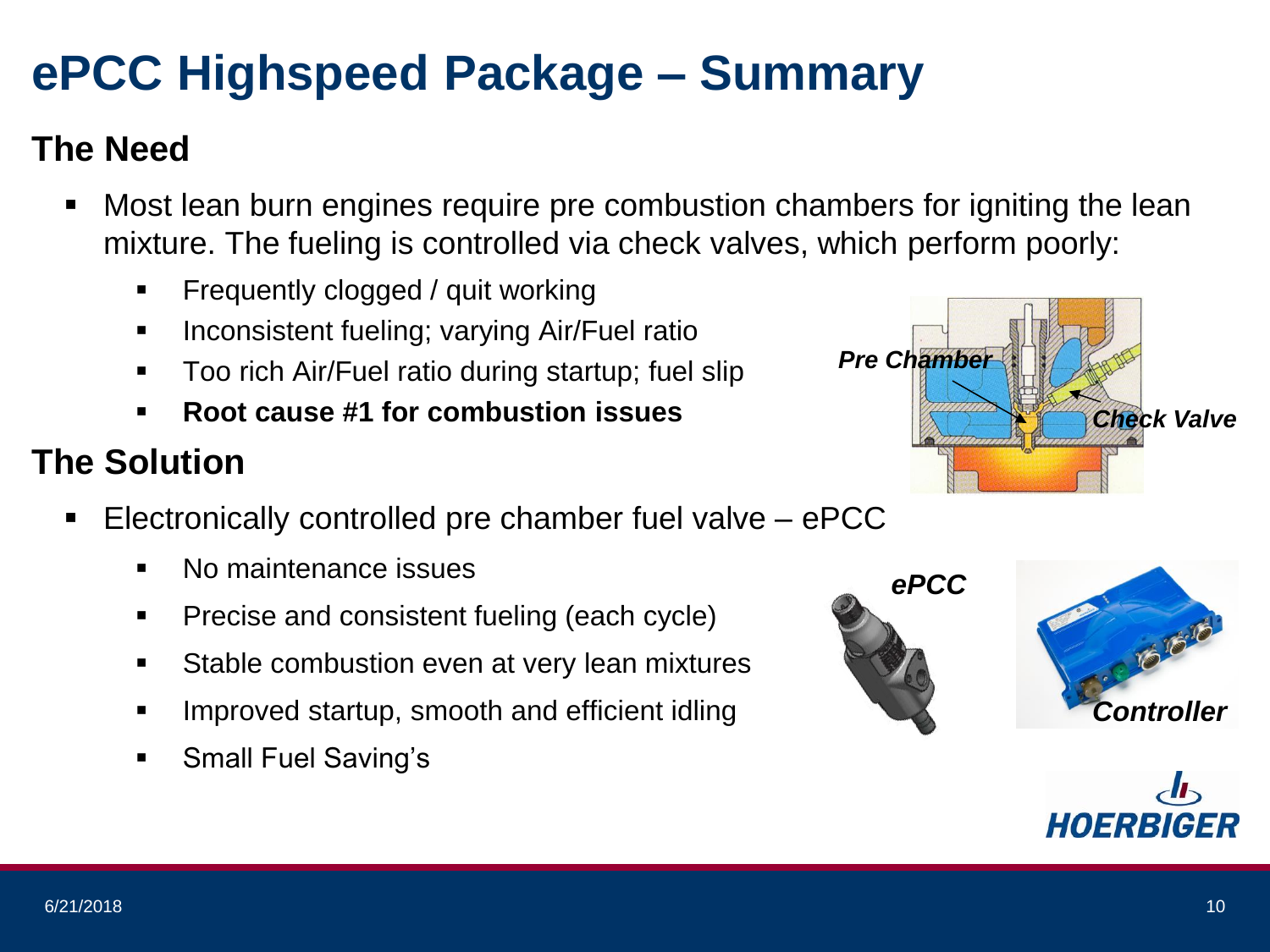# ePCC Highspeed Package – Summary

## The Need

- Most lean burn engines require pre combustion chambers for igniting the lean mixture. The fueling is controlled via check valves, which perform poorly:
  - Frequently clogged / quit working
  - Inconsistent fueling; varying Air/Fuel ratio
  - Too rich Air/Fuel ratio during startup; fuel slip
  - **Root cause #1 for combustion issues**

## The Solution

- Electronically controlled pre chamber fuel valve – ePCC
  - No maintenance issues
  - Precise and consistent fueling (each cycle)
  - Stable combustion even at very lean mixtures
  - Improved startup, smooth and efficient idling
  - Small Fuel Saving's

*Pre Chamber*

*Check Valve*

*ePCC*

*Controller*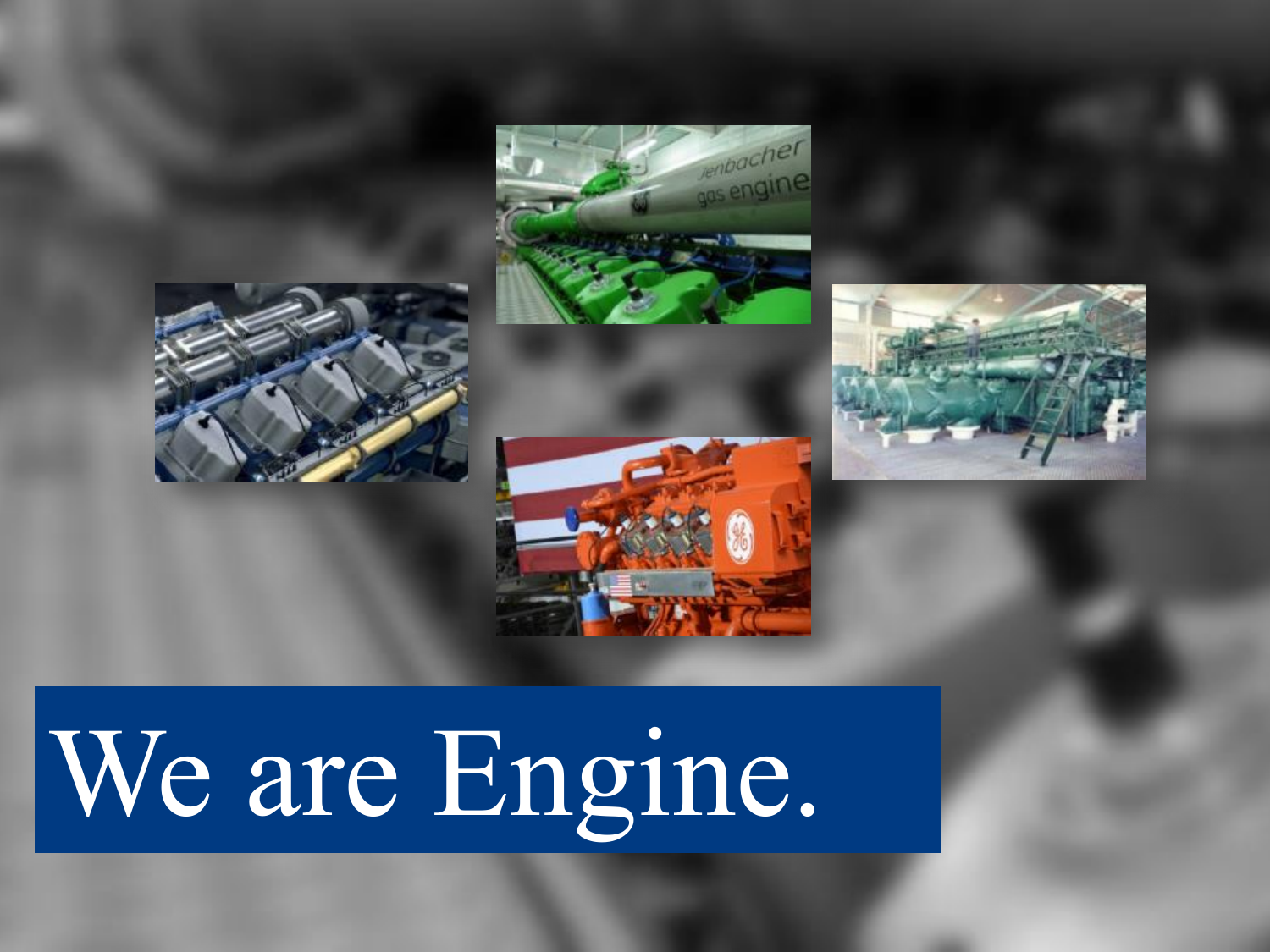# We are Engine.